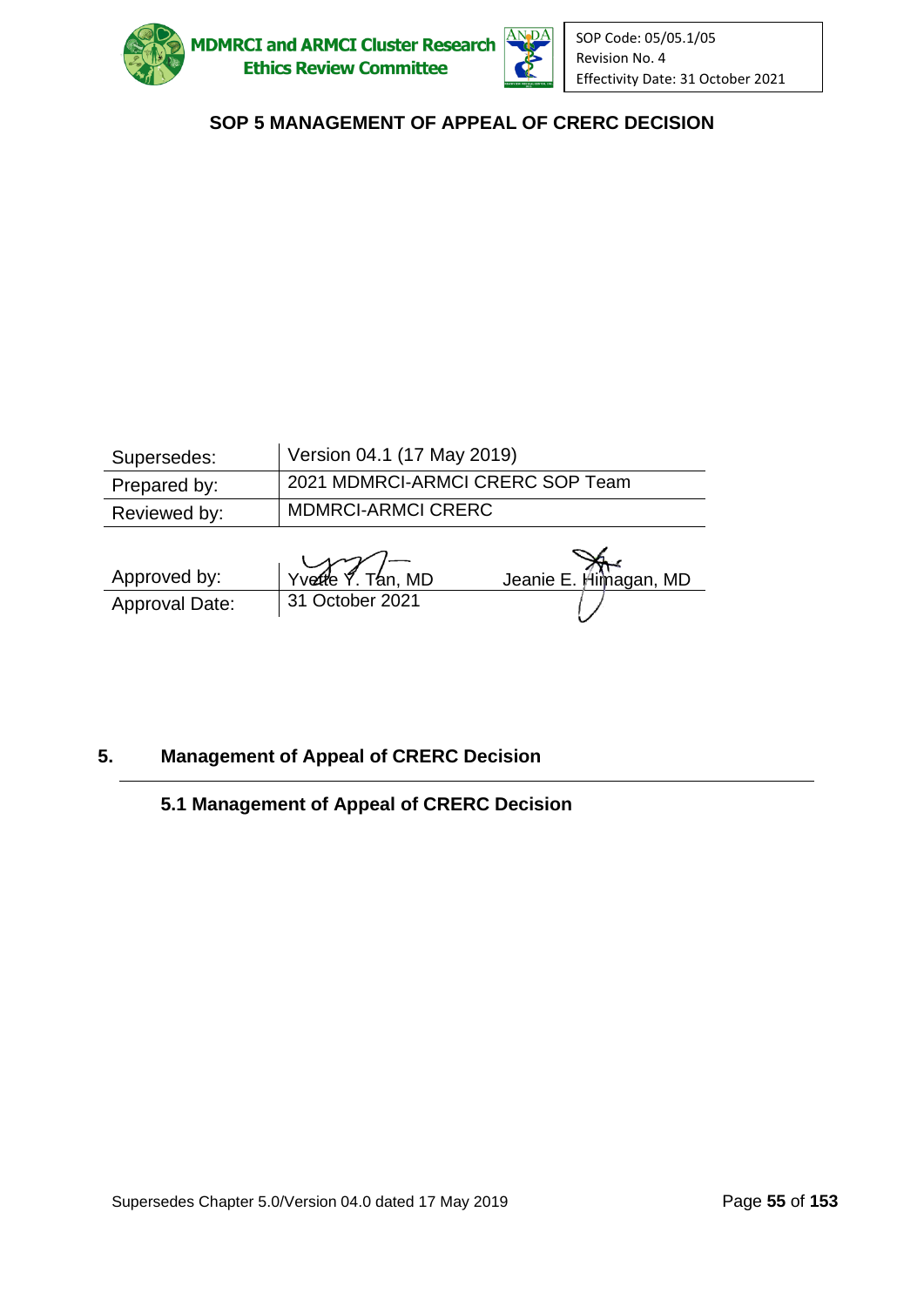# SOP 5 MANAGEMENT OF APPEAL OF CRERC DECISION

| Supersedes: | Version 04.1 (17 May 2019) | |
|---|---|---|
| Prepared by: | 2021 MDMRCI-ARMCI CRERC SOP Team | |
| Reviewed by: | MDMRCI-ARMCI CRERC | |
| Approved by: | Yvette Y. Tan, MD | Jeanie E. Himagan, MD |
| Approval Date: | 31 October 2021 | |

## 5. Management of Appeal of CRERC Decision

### 5.1 Management of Appeal of CRERC Decision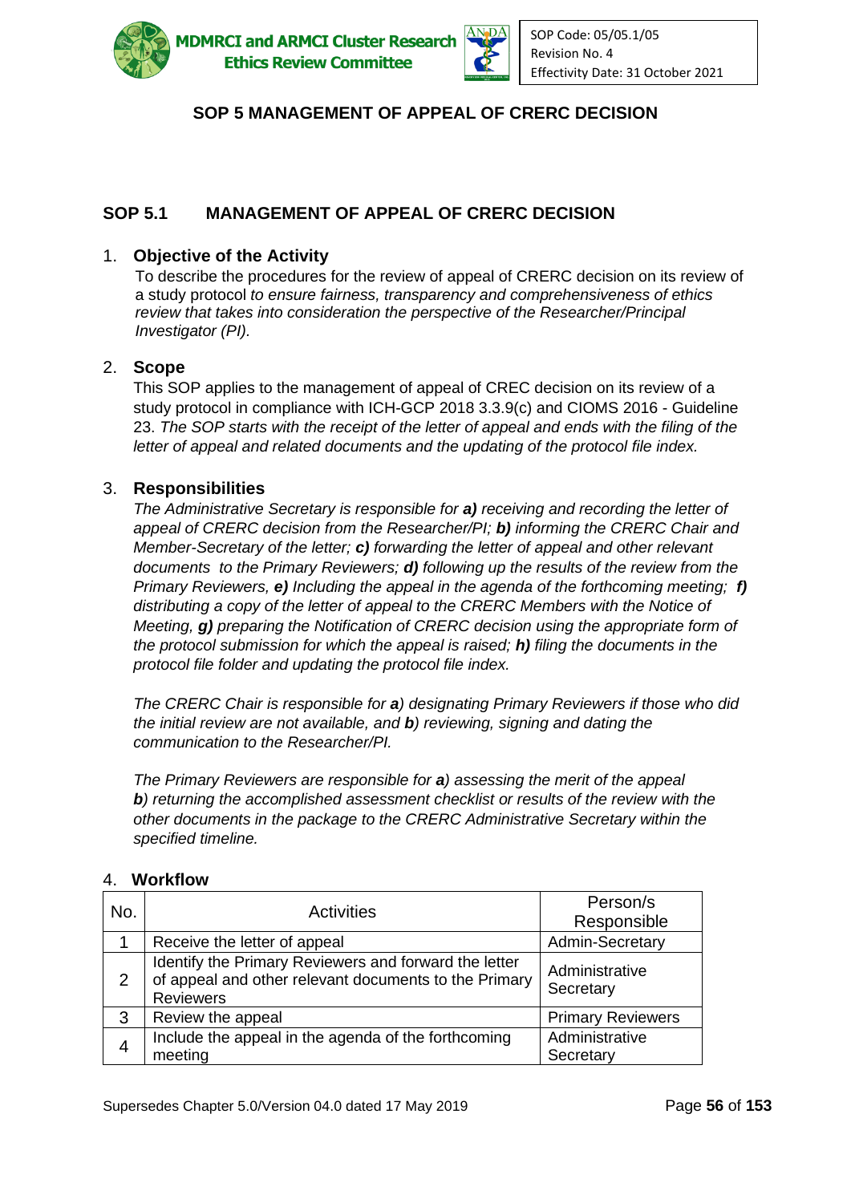## SOP 5 MANAGEMENT OF APPEAL OF CRERC DECISION

### SOP 5.1 MANAGEMENT OF APPEAL OF CRERC DECISION

1. **Objective of the Activity**

   To describe the procedures for the review of appeal of CRERC decision on its review of a study protocol *to ensure fairness, transparency and comprehensiveness of ethics review that takes into consideration the perspective of the Researcher/Principal Investigator (PI).*

2. **Scope**

   This SOP applies to the management of appeal of CREC decision on its review of a study protocol in compliance with ICH-GCP 2018 3.3.9(c) and CIOMS 2016 - Guideline 23. *The SOP starts with the receipt of the letter of appeal and ends with the filing of the letter of appeal and related documents and the updating of the protocol file index.*

3. **Responsibilities**

   *The Administrative Secretary is responsible for **a)** receiving and recording the letter of appeal of CRERC decision from the Researcher/PI; **b)** informing the CRERC Chair and Member-Secretary of the letter; **c)** forwarding the letter of appeal and other relevant documents to the Primary Reviewers; **d)** following up the results of the review from the Primary Reviewers, **e)** Including the appeal in the agenda of the forthcoming meeting; **f)** distributing a copy of the letter of appeal to the CRERC Members with the Notice of Meeting, **g)** preparing the Notification of CRERC decision using the appropriate form of the protocol submission for which the appeal is raised; **h)** filing the documents in the protocol file folder and updating the protocol file index.*

   *The CRERC Chair is responsible for **a**) designating Primary Reviewers if those who did the initial review are not available, and **b**) reviewing, signing and dating the communication to the Researcher/PI.*

   *The Primary Reviewers are responsible for **a**) assessing the merit of the appeal **b**) returning the accomplished assessment checklist or results of the review with the other documents in the package to the CRERC Administrative Secretary within the specified timeline.*

4. **Workflow**

| No. | Activities | Person/s Responsible |
|---|---|---|
| 1 | Receive the letter of appeal | Admin-Secretary |
| 2 | Identify the Primary Reviewers and forward the letter of appeal and other relevant documents to the Primary Reviewers | Administrative Secretary |
| 3 | Review the appeal | Primary Reviewers |
| 4 | Include the appeal in the agenda of the forthcoming meeting | Administrative Secretary |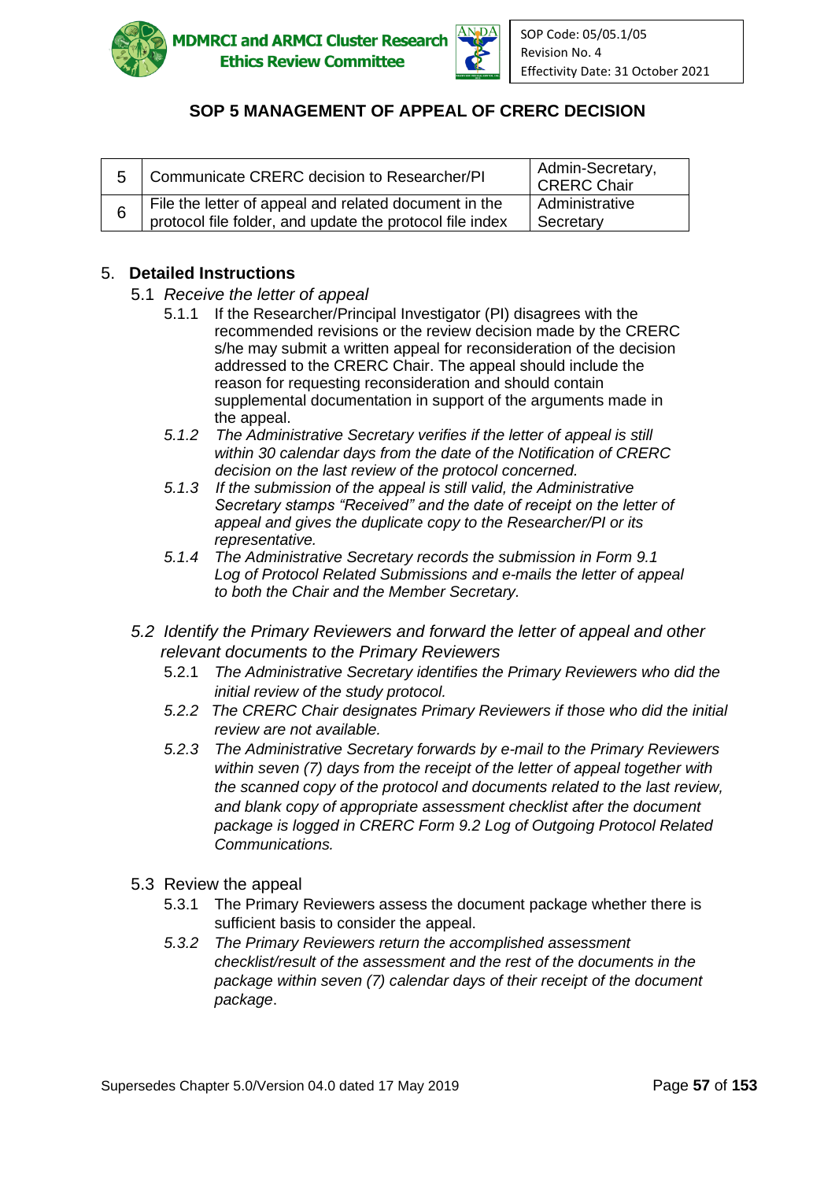| 5 | Communicate CRERC decision to Researcher/PI | Admin-Secretary, CRERC Chair |
|---|---|---|
| 6 | File the letter of appeal and related document in the protocol file folder, and update the protocol file index | Administrative Secretary |

## 5. Detailed Instructions

### 5.1 *Receive the letter of appeal*

5.1.1 If the Researcher/Principal Investigator (PI) disagrees with the recommended revisions or the review decision made by the CRERC s/he may submit a written appeal for reconsideration of the decision addressed to the CRERC Chair. The appeal should include the reason for requesting reconsideration and should contain supplemental documentation in support of the arguments made in the appeal.

*5.1.2 The Administrative Secretary verifies if the letter of appeal is still within 30 calendar days from the date of the Notification of CRERC decision on the last review of the protocol concerned.*

*5.1.3 If the submission of the appeal is still valid, the Administrative Secretary stamps "Received" and the date of receipt on the letter of appeal and gives the duplicate copy to the Researcher/PI or its representative.*

*5.1.4 The Administrative Secretary records the submission in Form 9.1 Log of Protocol Related Submissions and e-mails the letter of appeal to both the Chair and the Member Secretary.*

### *5.2 Identify the Primary Reviewers and forward the letter of appeal and other relevant documents to the Primary Reviewers*

5.2.1 *The Administrative Secretary identifies the Primary Reviewers who did the initial review of the study protocol.*

*5.2.2 The CRERC Chair designates Primary Reviewers if those who did the initial review are not available.*

*5.2.3 The Administrative Secretary forwards by e-mail to the Primary Reviewers within seven (7) days from the receipt of the letter of appeal together with the scanned copy of the protocol and documents related to the last review, and blank copy of appropriate assessment checklist after the document package is logged in CRERC Form 9.2 Log of Outgoing Protocol Related Communications.*

### 5.3 Review the appeal

5.3.1 The Primary Reviewers assess the document package whether there is sufficient basis to consider the appeal.

*5.3.2 The Primary Reviewers return the accomplished assessment checklist/result of the assessment and the rest of the documents in the package within seven (7) calendar days of their receipt of the document package*.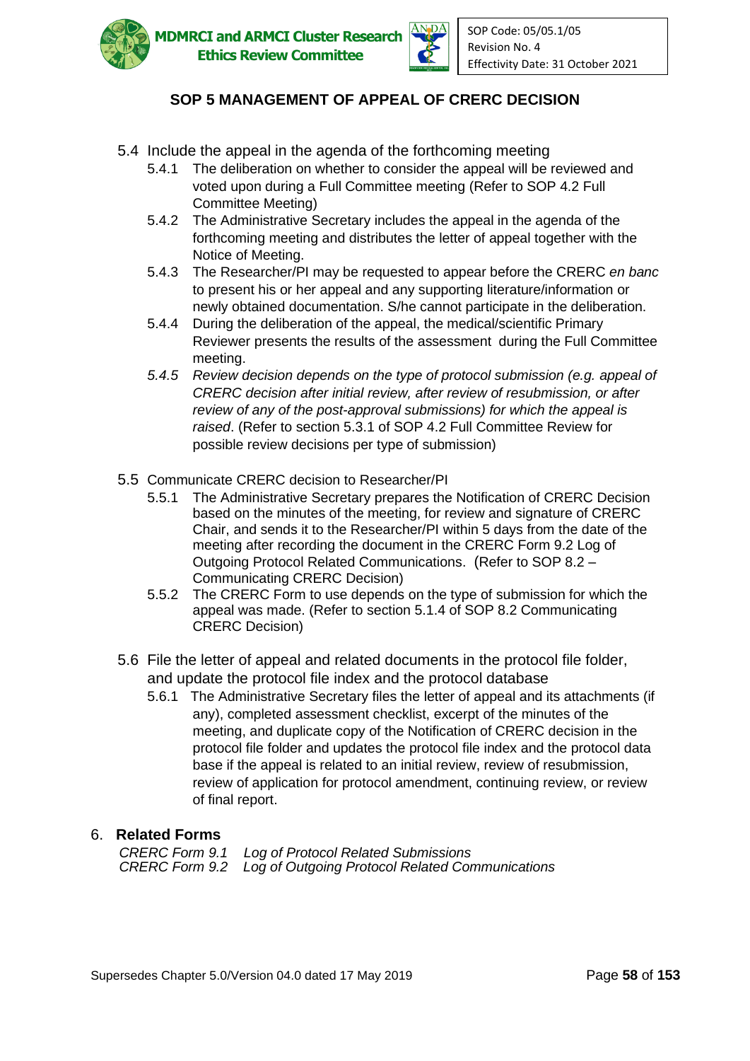## SOP 5 MANAGEMENT OF APPEAL OF CRERC DECISION

5.4 Include the appeal in the agenda of the forthcoming meeting

- 5.4.1 The deliberation on whether to consider the appeal will be reviewed and voted upon during a Full Committee meeting (Refer to SOP 4.2 Full Committee Meeting)
- 5.4.2 The Administrative Secretary includes the appeal in the agenda of the forthcoming meeting and distributes the letter of appeal together with the Notice of Meeting.
- 5.4.3 The Researcher/PI may be requested to appear before the CRERC *en banc* to present his or her appeal and any supporting literature/information or newly obtained documentation. S/he cannot participate in the deliberation.
- 5.4.4 During the deliberation of the appeal, the medical/scientific Primary Reviewer presents the results of the assessment during the Full Committee meeting.
- *5.4.5 Review decision depends on the type of protocol submission (e.g. appeal of CRERC decision after initial review, after review of resubmission, or after review of any of the post-approval submissions) for which the appeal is raised*. (Refer to section 5.3.1 of SOP 4.2 Full Committee Review for possible review decisions per type of submission)

5.5 Communicate CRERC decision to Researcher/PI

- 5.5.1 The Administrative Secretary prepares the Notification of CRERC Decision based on the minutes of the meeting, for review and signature of CRERC Chair, and sends it to the Researcher/PI within 5 days from the date of the meeting after recording the document in the CRERC Form 9.2 Log of Outgoing Protocol Related Communications. (Refer to SOP 8.2 – Communicating CRERC Decision)
- 5.5.2 The CRERC Form to use depends on the type of submission for which the appeal was made. (Refer to section 5.1.4 of SOP 8.2 Communicating CRERC Decision)

5.6 File the letter of appeal and related documents in the protocol file folder, and update the protocol file index and the protocol database

- 5.6.1 The Administrative Secretary files the letter of appeal and its attachments (if any), completed assessment checklist, excerpt of the minutes of the meeting, and duplicate copy of the Notification of CRERC decision in the protocol file folder and updates the protocol file index and the protocol data base if the appeal is related to an initial review, review of resubmission, review of application for protocol amendment, continuing review, or review of final report.

## 6. Related Forms

*CRERC Form 9.1 Log of Protocol Related Submissions*
*CRERC Form 9.2 Log of Outgoing Protocol Related Communications*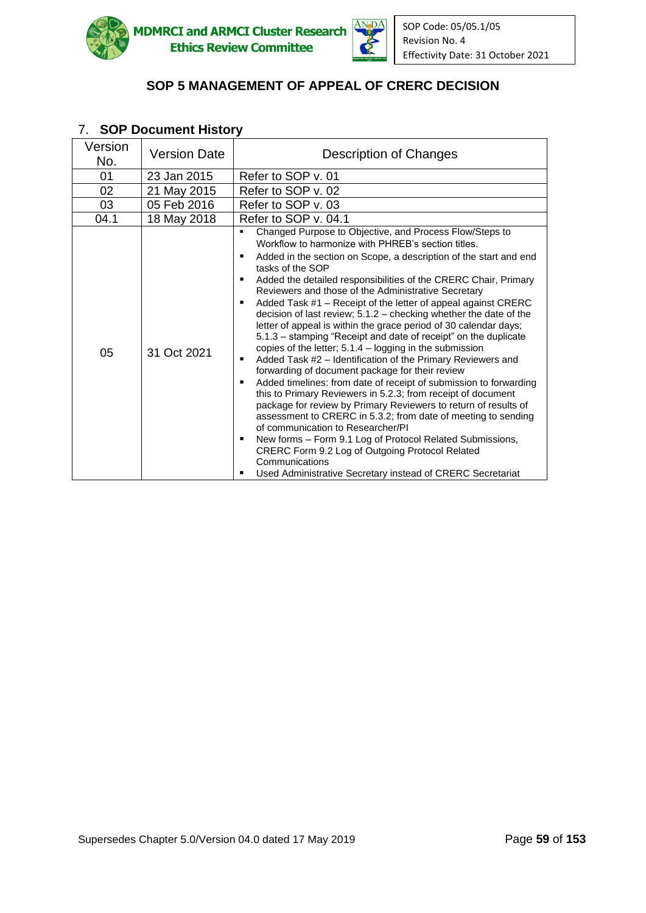# SOP 5 MANAGEMENT OF APPEAL OF CRERC DECISION

## 7. SOP Document History

| Version No. | Version Date | Description of Changes |
|---|---|---|
| 01 | 23 Jan 2015 | Refer to SOP v. 01 |
| 02 | 21 May 2015 | Refer to SOP v. 02 |
| 03 | 05 Feb 2016 | Refer to SOP v. 03 |
| 04.1 | 18 May 2018 | Refer to SOP v. 04.1 |
| 05 | 31 Oct 2021 | ▪ Changed Purpose to Objective, and Process Flow/Steps to Workflow to harmonize with PHREB's section titles.<br>▪ Added in the section on Scope, a description of the start and end tasks of the SOP<br>▪ Added the detailed responsibilities of the CRERC Chair, Primary Reviewers and those of the Administrative Secretary<br>▪ Added Task #1 – Receipt of the letter of appeal against CRERC decision of last review; 5.1.2 – checking whether the date of the letter of appeal is within the grace period of 30 calendar days; 5.1.3 – stamping "Receipt and date of receipt" on the duplicate copies of the letter; 5.1.4 – logging in the submission<br>▪ Added Task #2 – Identification of the Primary Reviewers and forwarding of document package for their review<br>▪ Added timelines: from date of receipt of submission to forwarding this to Primary Reviewers in 5.2.3; from receipt of document package for review by Primary Reviewers to return of results of assessment to CRERC in 5.3.2; from date of meeting to sending of communication to Researcher/PI<br>▪ New forms – Form 9.1 Log of Protocol Related Submissions, CRERC Form 9.2 Log of Outgoing Protocol Related Communications<br>▪ Used Administrative Secretary instead of CRERC Secretariat |

Supersedes Chapter 5.0/Version 04.0 dated 17 May 2019